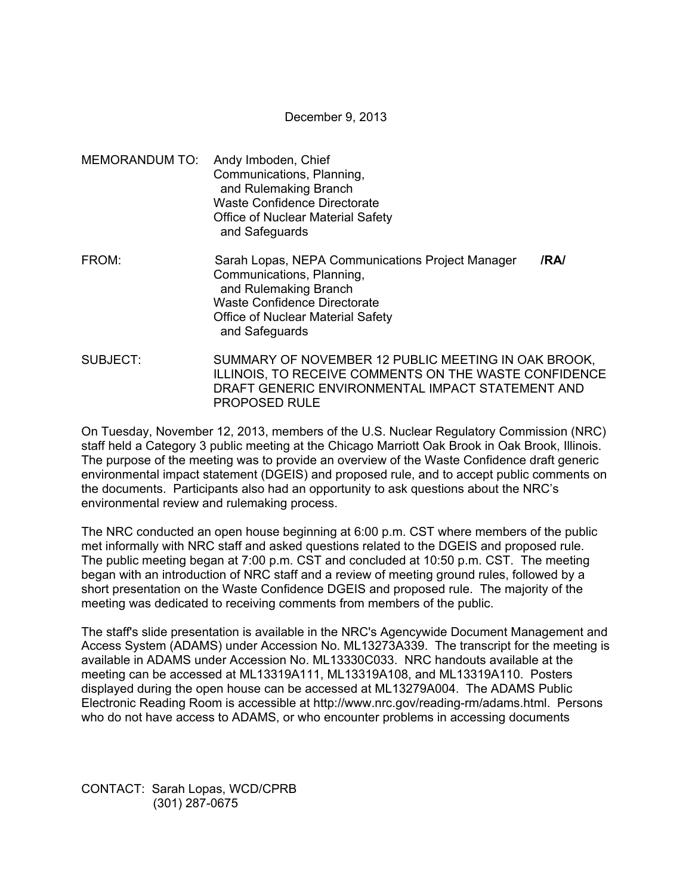December 9, 2013

MEMORANDUM TO: Andy Imboden, Chief
Communications, Planning,
and Rulemaking Branch
Waste Confidence Directorate
Office of Nuclear Material Safety
and Safeguards

FROM: Sarah Lopas, NEPA Communications Project Manager **/RA/**
Communications, Planning,
and Rulemaking Branch
Waste Confidence Directorate
Office of Nuclear Material Safety
and Safeguards

SUBJECT: SUMMARY OF NOVEMBER 12 PUBLIC MEETING IN OAK BROOK, ILLINOIS, TO RECEIVE COMMENTS ON THE WASTE CONFIDENCE DRAFT GENERIC ENVIRONMENTAL IMPACT STATEMENT AND PROPOSED RULE

On Tuesday, November 12, 2013, members of the U.S. Nuclear Regulatory Commission (NRC) staff held a Category 3 public meeting at the Chicago Marriott Oak Brook in Oak Brook, Illinois. The purpose of the meeting was to provide an overview of the Waste Confidence draft generic environmental impact statement (DGEIS) and proposed rule, and to accept public comments on the documents. Participants also had an opportunity to ask questions about the NRC's environmental review and rulemaking process.

The NRC conducted an open house beginning at 6:00 p.m. CST where members of the public met informally with NRC staff and asked questions related to the DGEIS and proposed rule. The public meeting began at 7:00 p.m. CST and concluded at 10:50 p.m. CST. The meeting began with an introduction of NRC staff and a review of meeting ground rules, followed by a short presentation on the Waste Confidence DGEIS and proposed rule. The majority of the meeting was dedicated to receiving comments from members of the public.

The staff's slide presentation is available in the NRC's Agencywide Document Management and Access System (ADAMS) under Accession No. ML13273A339. The transcript for the meeting is available in ADAMS under Accession No. ML13330C033. NRC handouts available at the meeting can be accessed at ML13319A111, ML13319A108, and ML13319A110. Posters displayed during the open house can be accessed at ML13279A004. The ADAMS Public Electronic Reading Room is accessible at http://www.nrc.gov/reading-rm/adams.html. Persons who do not have access to ADAMS, or who encounter problems in accessing documents

CONTACT: Sarah Lopas, WCD/CPRB
(301) 287-0675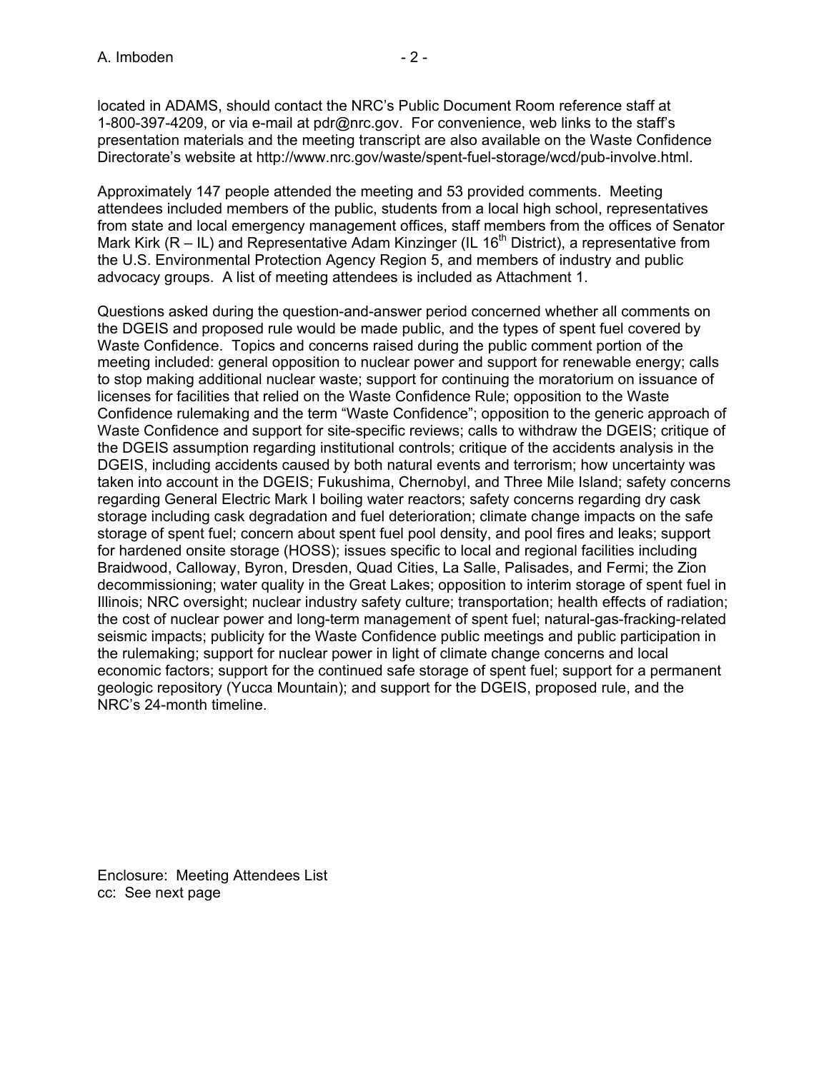located in ADAMS, should contact the NRC's Public Document Room reference staff at 1-800-397-4209, or via e-mail at pdr@nrc.gov. For convenience, web links to the staff's presentation materials and the meeting transcript are also available on the Waste Confidence Directorate's website at http://www.nrc.gov/waste/spent-fuel-storage/wcd/pub-involve.html.

Approximately 147 people attended the meeting and 53 provided comments. Meeting attendees included members of the public, students from a local high school, representatives from state and local emergency management offices, staff members from the offices of Senator Mark Kirk (R – IL) and Representative Adam Kinzinger (IL 16th District), a representative from the U.S. Environmental Protection Agency Region 5, and members of industry and public advocacy groups. A list of meeting attendees is included as Attachment 1.

Questions asked during the question-and-answer period concerned whether all comments on the DGEIS and proposed rule would be made public, and the types of spent fuel covered by Waste Confidence. Topics and concerns raised during the public comment portion of the meeting included: general opposition to nuclear power and support for renewable energy; calls to stop making additional nuclear waste; support for continuing the moratorium on issuance of licenses for facilities that relied on the Waste Confidence Rule; opposition to the Waste Confidence rulemaking and the term "Waste Confidence"; opposition to the generic approach of Waste Confidence and support for site-specific reviews; calls to withdraw the DGEIS; critique of the DGEIS assumption regarding institutional controls; critique of the accidents analysis in the DGEIS, including accidents caused by both natural events and terrorism; how uncertainty was taken into account in the DGEIS; Fukushima, Chernobyl, and Three Mile Island; safety concerns regarding General Electric Mark I boiling water reactors; safety concerns regarding dry cask storage including cask degradation and fuel deterioration; climate change impacts on the safe storage of spent fuel; concern about spent fuel pool density, and pool fires and leaks; support for hardened onsite storage (HOSS); issues specific to local and regional facilities including Braidwood, Calloway, Byron, Dresden, Quad Cities, La Salle, Palisades, and Fermi; the Zion decommissioning; water quality in the Great Lakes; opposition to interim storage of spent fuel in Illinois; NRC oversight; nuclear industry safety culture; transportation; health effects of radiation; the cost of nuclear power and long-term management of spent fuel; natural-gas-fracking-related seismic impacts; publicity for the Waste Confidence public meetings and public participation in the rulemaking; support for nuclear power in light of climate change concerns and local economic factors; support for the continued safe storage of spent fuel; support for a permanent geologic repository (Yucca Mountain); and support for the DGEIS, proposed rule, and the NRC's 24-month timeline.

Enclosure: Meeting Attendees List
cc: See next page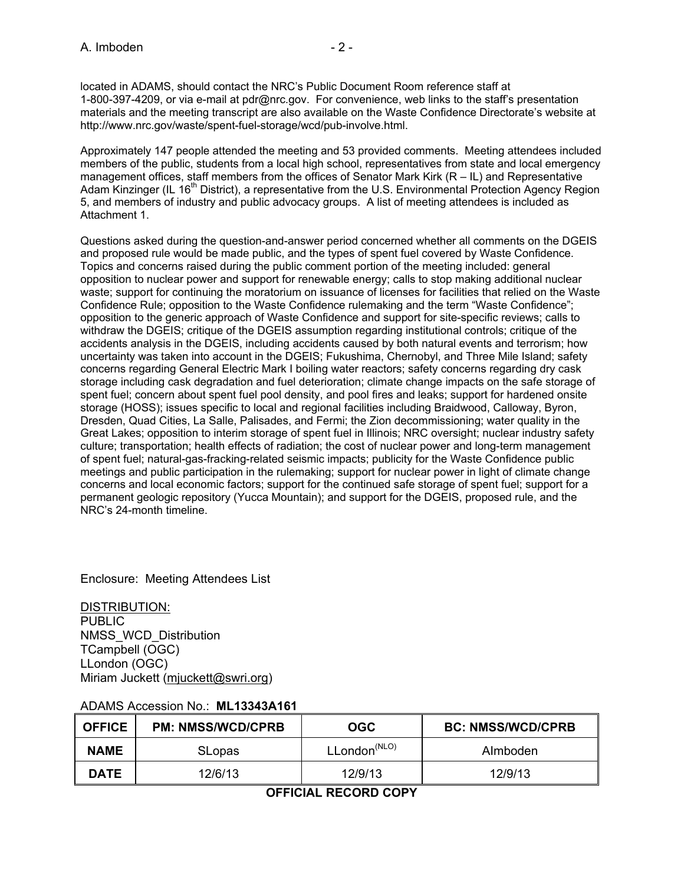located in ADAMS, should contact the NRC's Public Document Room reference staff at 1-800-397-4209, or via e-mail at pdr@nrc.gov. For convenience, web links to the staff's presentation materials and the meeting transcript are also available on the Waste Confidence Directorate's website at http://www.nrc.gov/waste/spent-fuel-storage/wcd/pub-involve.html.

Approximately 147 people attended the meeting and 53 provided comments. Meeting attendees included members of the public, students from a local high school, representatives from state and local emergency management offices, staff members from the offices of Senator Mark Kirk (R – IL) and Representative Adam Kinzinger (IL 16th District), a representative from the U.S. Environmental Protection Agency Region 5, and members of industry and public advocacy groups. A list of meeting attendees is included as Attachment 1.

Questions asked during the question-and-answer period concerned whether all comments on the DGEIS and proposed rule would be made public, and the types of spent fuel covered by Waste Confidence. Topics and concerns raised during the public comment portion of the meeting included: general opposition to nuclear power and support for renewable energy; calls to stop making additional nuclear waste; support for continuing the moratorium on issuance of licenses for facilities that relied on the Waste Confidence Rule; opposition to the Waste Confidence rulemaking and the term "Waste Confidence"; opposition to the generic approach of Waste Confidence and support for site-specific reviews; calls to withdraw the DGEIS; critique of the DGEIS assumption regarding institutional controls; critique of the accidents analysis in the DGEIS, including accidents caused by both natural events and terrorism; how uncertainty was taken into account in the DGEIS; Fukushima, Chernobyl, and Three Mile Island; safety concerns regarding General Electric Mark I boiling water reactors; safety concerns regarding dry cask storage including cask degradation and fuel deterioration; climate change impacts on the safe storage of spent fuel; concern about spent fuel pool density, and pool fires and leaks; support for hardened onsite storage (HOSS); issues specific to local and regional facilities including Braidwood, Calloway, Byron, Dresden, Quad Cities, La Salle, Palisades, and Fermi; the Zion decommissioning; water quality in the Great Lakes; opposition to interim storage of spent fuel in Illinois; NRC oversight; nuclear industry safety culture; transportation; health effects of radiation; the cost of nuclear power and long-term management of spent fuel; natural-gas-fracking-related seismic impacts; publicity for the Waste Confidence public meetings and public participation in the rulemaking; support for nuclear power in light of climate change concerns and local economic factors; support for the continued safe storage of spent fuel; support for a permanent geologic repository (Yucca Mountain); and support for the DGEIS, proposed rule, and the NRC's 24-month timeline.

Enclosure: Meeting Attendees List

DISTRIBUTION:
PUBLIC
NMSS_WCD_Distribution
TCampbell (OGC)
LLondon (OGC)
Miriam Juckett (mjuckett@swri.org)

ADAMS Accession No.: **ML13343A161**

| **OFFICE** | **PM: NMSS/WCD/CPRB** | **OGC** | **BC: NMSS/WCD/CPRB** |
|---|---|---|---|
| **NAME** | SLopas | LLondon(NLO) | AImboden |
| **DATE** | 12/6/13 | 12/9/13 | 12/9/13 |

**OFFICIAL RECORD COPY**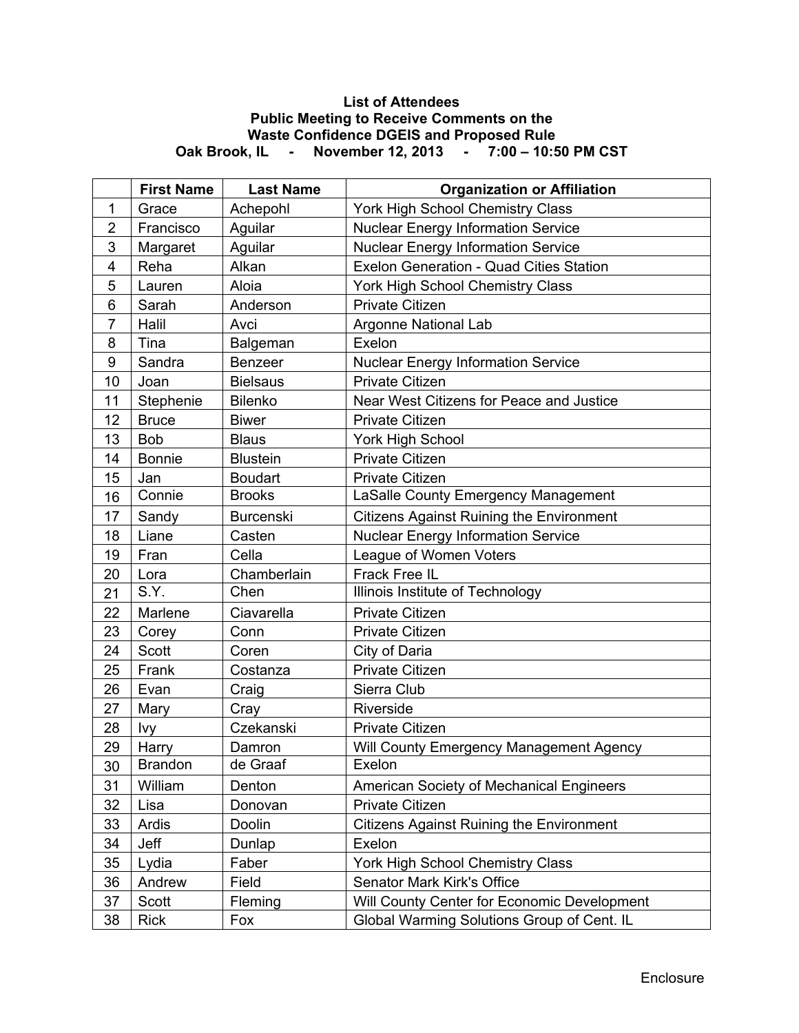**List of Attendees**
**Public Meeting to Receive Comments on the**
**Waste Confidence DGEIS and Proposed Rule**
**Oak Brook, IL - November 12, 2013 - 7:00 – 10:50 PM CST**

| | First Name | Last Name | Organization or Affiliation |
|---|---|---|---|
| 1 | Grace | Achepohl | York High School Chemistry Class |
| 2 | Francisco | Aguilar | Nuclear Energy Information Service |
| 3 | Margaret | Aguilar | Nuclear Energy Information Service |
| 4 | Reha | Alkan | Exelon Generation - Quad Cities Station |
| 5 | Lauren | Aloia | York High School Chemistry Class |
| 6 | Sarah | Anderson | Private Citizen |
| 7 | Halil | Avci | Argonne National Lab |
| 8 | Tina | Balgeman | Exelon |
| 9 | Sandra | Benzeer | Nuclear Energy Information Service |
| 10 | Joan | Bielsaus | Private Citizen |
| 11 | Stephenie | Bilenko | Near West Citizens for Peace and Justice |
| 12 | Bruce | Biwer | Private Citizen |
| 13 | Bob | Blaus | York High School |
| 14 | Bonnie | Blustein | Private Citizen |
| 15 | Jan | Boudart | Private Citizen |
| 16 | Connie | Brooks | LaSalle County Emergency Management |
| 17 | Sandy | Burcenski | Citizens Against Ruining the Environment |
| 18 | Liane | Casten | Nuclear Energy Information Service |
| 19 | Fran | Cella | League of Women Voters |
| 20 | Lora | Chamberlain | Frack Free IL |
| 21 | S.Y. | Chen | Illinois Institute of Technology |
| 22 | Marlene | Ciavarella | Private Citizen |
| 23 | Corey | Conn | Private Citizen |
| 24 | Scott | Coren | City of Daria |
| 25 | Frank | Costanza | Private Citizen |
| 26 | Evan | Craig | Sierra Club |
| 27 | Mary | Cray | Riverside |
| 28 | Ivy | Czekanski | Private Citizen |
| 29 | Harry | Damron | Will County Emergency Management Agency |
| 30 | Brandon | de Graaf | Exelon |
| 31 | William | Denton | American Society of Mechanical Engineers |
| 32 | Lisa | Donovan | Private Citizen |
| 33 | Ardis | Doolin | Citizens Against Ruining the Environment |
| 34 | Jeff | Dunlap | Exelon |
| 35 | Lydia | Faber | York High School Chemistry Class |
| 36 | Andrew | Field | Senator Mark Kirk's Office |
| 37 | Scott | Fleming | Will County Center for Economic Development |
| 38 | Rick | Fox | Global Warming Solutions Group of Cent. IL |

Enclosure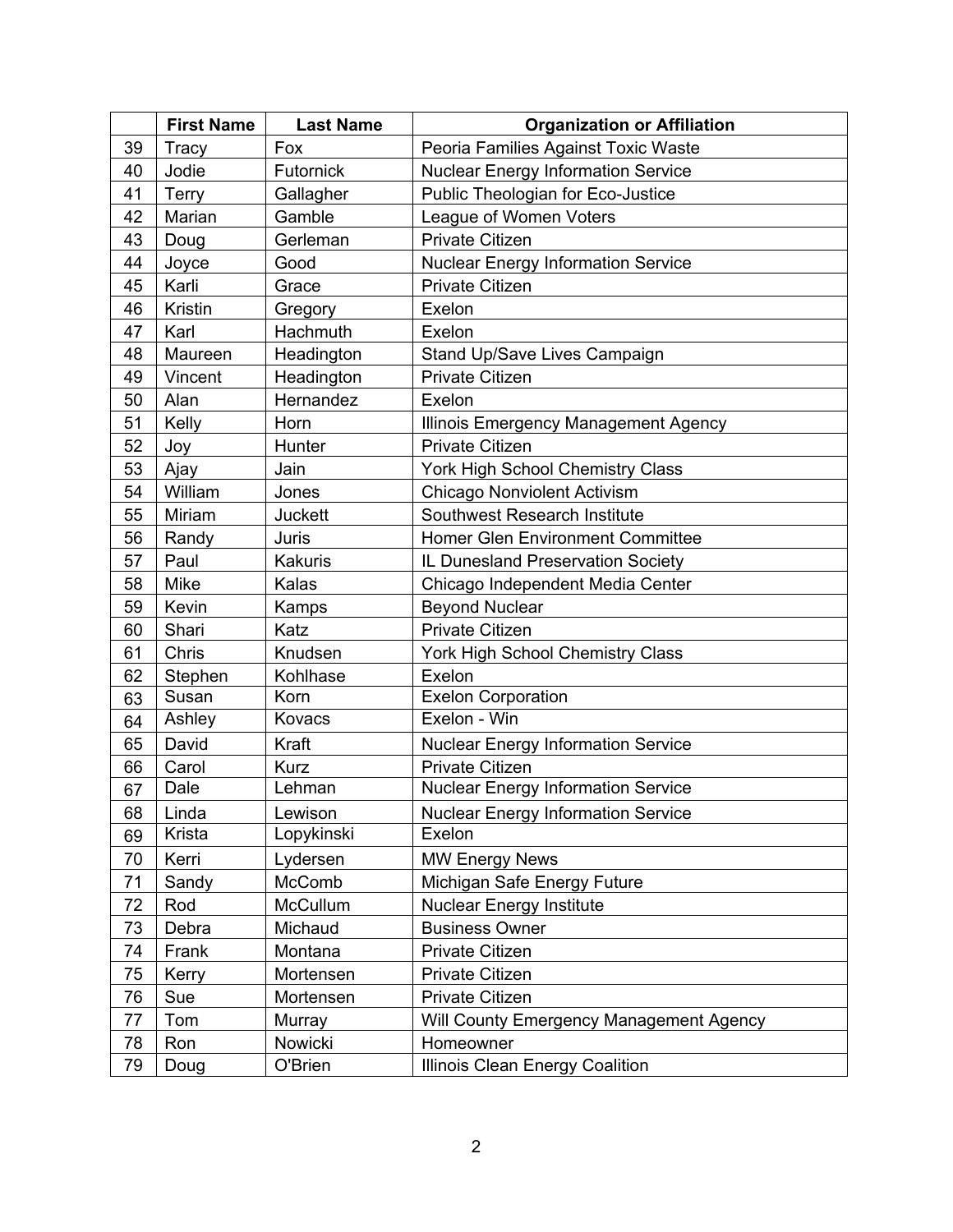| | First Name | Last Name | Organization or Affiliation |
|---|---|---|---|
| 39 | Tracy | Fox | Peoria Families Against Toxic Waste |
| 40 | Jodie | Futornick | Nuclear Energy Information Service |
| 41 | Terry | Gallagher | Public Theologian for Eco-Justice |
| 42 | Marian | Gamble | League of Women Voters |
| 43 | Doug | Gerleman | Private Citizen |
| 44 | Joyce | Good | Nuclear Energy Information Service |
| 45 | Karli | Grace | Private Citizen |
| 46 | Kristin | Gregory | Exelon |
| 47 | Karl | Hachmuth | Exelon |
| 48 | Maureen | Headington | Stand Up/Save Lives Campaign |
| 49 | Vincent | Headington | Private Citizen |
| 50 | Alan | Hernandez | Exelon |
| 51 | Kelly | Horn | Illinois Emergency Management Agency |
| 52 | Joy | Hunter | Private Citizen |
| 53 | Ajay | Jain | York High School Chemistry Class |
| 54 | William | Jones | Chicago Nonviolent Activism |
| 55 | Miriam | Juckett | Southwest Research Institute |
| 56 | Randy | Juris | Homer Glen Environment Committee |
| 57 | Paul | Kakuris | IL Dunesland Preservation Society |
| 58 | Mike | Kalas | Chicago Independent Media Center |
| 59 | Kevin | Kamps | Beyond Nuclear |
| 60 | Shari | Katz | Private Citizen |
| 61 | Chris | Knudsen | York High School Chemistry Class |
| 62 | Stephen | Kohlhase | Exelon |
| 63 | Susan | Korn | Exelon Corporation |
| 64 | Ashley | Kovacs | Exelon - Win |
| 65 | David | Kraft | Nuclear Energy Information Service |
| 66 | Carol | Kurz | Private Citizen |
| 67 | Dale | Lehman | Nuclear Energy Information Service |
| 68 | Linda | Lewison | Nuclear Energy Information Service |
| 69 | Krista | Lopykinski | Exelon |
| 70 | Kerri | Lydersen | MW Energy News |
| 71 | Sandy | McComb | Michigan Safe Energy Future |
| 72 | Rod | McCullum | Nuclear Energy Institute |
| 73 | Debra | Michaud | Business Owner |
| 74 | Frank | Montana | Private Citizen |
| 75 | Kerry | Mortensen | Private Citizen |
| 76 | Sue | Mortensen | Private Citizen |
| 77 | Tom | Murray | Will County Emergency Management Agency |
| 78 | Ron | Nowicki | Homeowner |
| 79 | Doug | O'Brien | Illinois Clean Energy Coalition |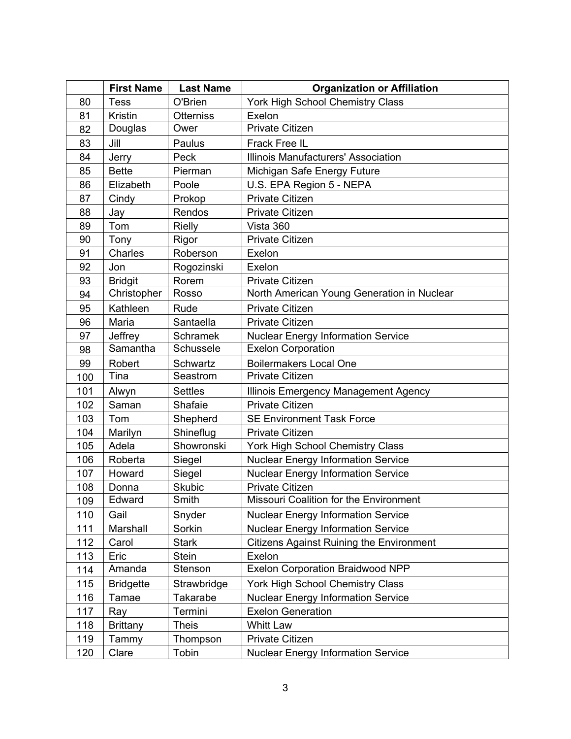| | First Name | Last Name | Organization or Affiliation |
|---|---|---|---|
| 80 | Tess | O'Brien | York High School Chemistry Class |
| 81 | Kristin | Otterniss | Exelon |
| 82 | Douglas | Ower | Private Citizen |
| 83 | Jill | Paulus | Frack Free IL |
| 84 | Jerry | Peck | Illinois Manufacturers' Association |
| 85 | Bette | Pierman | Michigan Safe Energy Future |
| 86 | Elizabeth | Poole | U.S. EPA Region 5 - NEPA |
| 87 | Cindy | Prokop | Private Citizen |
| 88 | Jay | Rendos | Private Citizen |
| 89 | Tom | Rielly | Vista 360 |
| 90 | Tony | Rigor | Private Citizen |
| 91 | Charles | Roberson | Exelon |
| 92 | Jon | Rogozinski | Exelon |
| 93 | Bridgit | Rorem | Private Citizen |
| 94 | Christopher | Rosso | North American Young Generation in Nuclear |
| 95 | Kathleen | Rude | Private Citizen |
| 96 | Maria | Santaella | Private Citizen |
| 97 | Jeffrey | Schramek | Nuclear Energy Information Service |
| 98 | Samantha | Schussele | Exelon Corporation |
| 99 | Robert | Schwartz | Boilermakers Local One |
| 100 | Tina | Seastrom | Private Citizen |
| 101 | Alwyn | Settles | Illinois Emergency Management Agency |
| 102 | Saman | Shafaie | Private Citizen |
| 103 | Tom | Shepherd | SE Environment Task Force |
| 104 | Marilyn | Shineflug | Private Citizen |
| 105 | Adela | Showronski | York High School Chemistry Class |
| 106 | Roberta | Siegel | Nuclear Energy Information Service |
| 107 | Howard | Siegel | Nuclear Energy Information Service |
| 108 | Donna | Skubic | Private Citizen |
| 109 | Edward | Smith | Missouri Coalition for the Environment |
| 110 | Gail | Snyder | Nuclear Energy Information Service |
| 111 | Marshall | Sorkin | Nuclear Energy Information Service |
| 112 | Carol | Stark | Citizens Against Ruining the Environment |
| 113 | Eric | Stein | Exelon |
| 114 | Amanda | Stenson | Exelon Corporation Braidwood NPP |
| 115 | Bridgette | Strawbridge | York High School Chemistry Class |
| 116 | Tamae | Takarabe | Nuclear Energy Information Service |
| 117 | Ray | Termini | Exelon Generation |
| 118 | Brittany | Theis | Whitt Law |
| 119 | Tammy | Thompson | Private Citizen |
| 120 | Clare | Tobin | Nuclear Energy Information Service |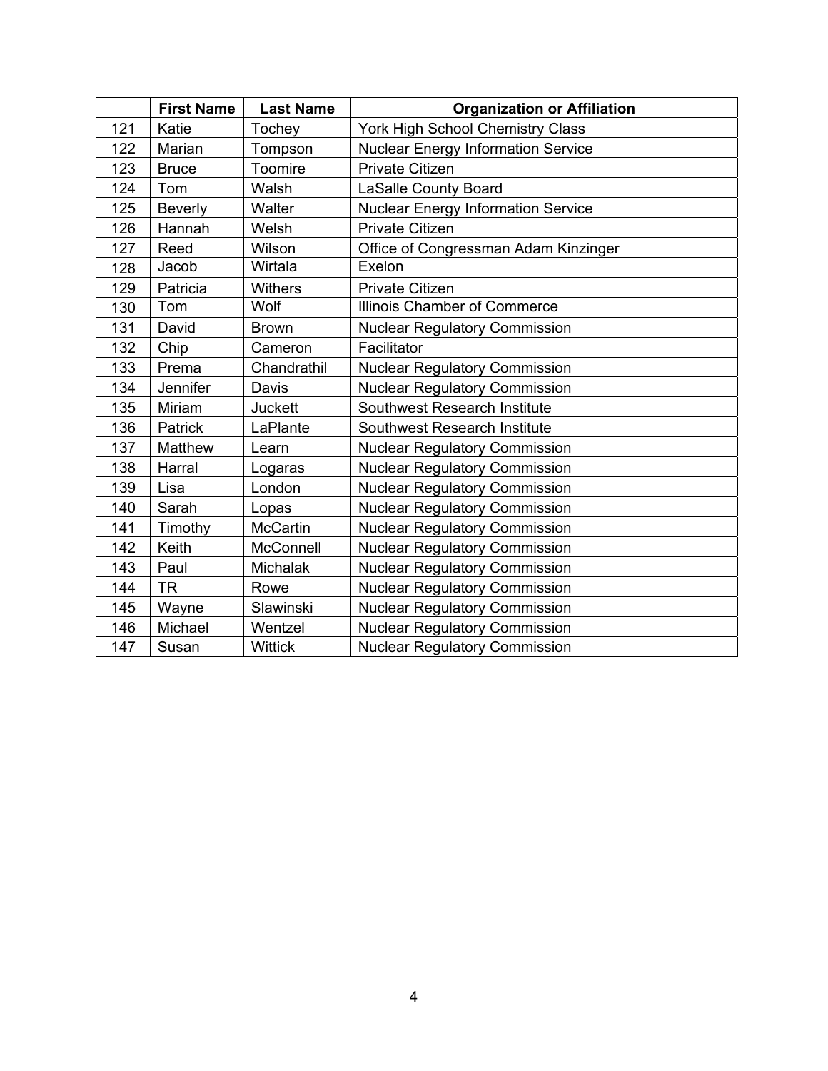| | First Name | Last Name | Organization or Affiliation |
|---|---|---|---|
| 121 | Katie | Tochey | York High School Chemistry Class |
| 122 | Marian | Tompson | Nuclear Energy Information Service |
| 123 | Bruce | Toomire | Private Citizen |
| 124 | Tom | Walsh | LaSalle County Board |
| 125 | Beverly | Walter | Nuclear Energy Information Service |
| 126 | Hannah | Welsh | Private Citizen |
| 127 | Reed | Wilson | Office of Congressman Adam Kinzinger |
| 128 | Jacob | Wirtala | Exelon |
| 129 | Patricia | Withers | Private Citizen |
| 130 | Tom | Wolf | Illinois Chamber of Commerce |
| 131 | David | Brown | Nuclear Regulatory Commission |
| 132 | Chip | Cameron | Facilitator |
| 133 | Prema | Chandrathil | Nuclear Regulatory Commission |
| 134 | Jennifer | Davis | Nuclear Regulatory Commission |
| 135 | Miriam | Juckett | Southwest Research Institute |
| 136 | Patrick | LaPlante | Southwest Research Institute |
| 137 | Matthew | Learn | Nuclear Regulatory Commission |
| 138 | Harral | Logaras | Nuclear Regulatory Commission |
| 139 | Lisa | London | Nuclear Regulatory Commission |
| 140 | Sarah | Lopas | Nuclear Regulatory Commission |
| 141 | Timothy | McCartin | Nuclear Regulatory Commission |
| 142 | Keith | McConnell | Nuclear Regulatory Commission |
| 143 | Paul | Michalak | Nuclear Regulatory Commission |
| 144 | TR | Rowe | Nuclear Regulatory Commission |
| 145 | Wayne | Slawinski | Nuclear Regulatory Commission |
| 146 | Michael | Wentzel | Nuclear Regulatory Commission |
| 147 | Susan | Wittick | Nuclear Regulatory Commission |